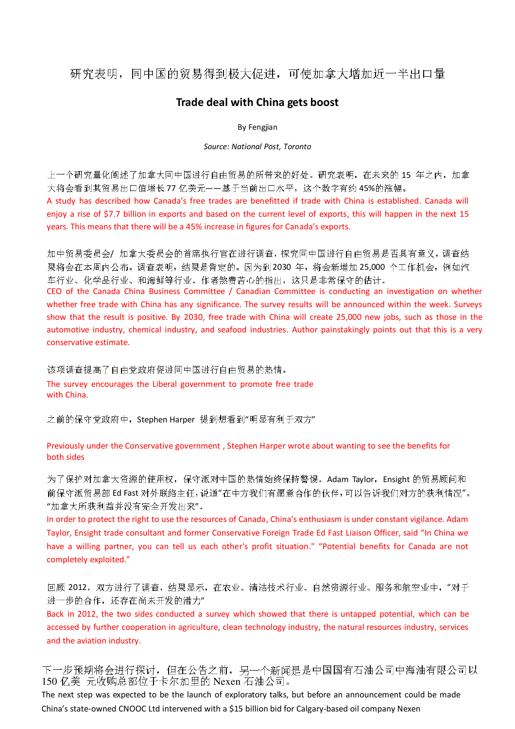# 研究表明，同中国的贸易得到极大促进，可使加拿大增加近一半出口量

## Trade deal with China gets boost

By Fengjian

*Source: National Post, Toronto*

上一个研究量化阐述了加拿大同中国进行自由贸易的所带来的好处。研究表明，在未来的 15 年之内，加拿大将会看到其贸易出口值增长 77 亿美元——基于当前出口水平，这个数字有约 45%的涨幅。

A study has described how Canada's free trades are benefitted if trade with China is established. Canada will enjoy a rise of $7.7 billion in exports and based on the current level of exports, this will happen in the next 15 years. This means that there will be a 45% increase in figures for Canada's exports.

加中贸易委员会/ 加拿大委员会的首席执行官在进行调查，探究同中国进行自由贸易是否具有意义，调查结果将会在本周内公布。调查表明，结果是肯定的。因为到 2030 年，将会新增加 25,000 个工作机会，例如汽车行业、化学品行业、和海鲜等行业。作者煞费苦心的指出，这只是非常保守的估计。

CEO of the Canada China Business Committee / Canadian Committee is conducting an investigation on whether whether free trade with China has any significance. The survey results will be announced within the week. Surveys show that the result is positive. By 2030, free trade with China will create 25,000 new jobs, such as those in the automotive industry, chemical industry, and seafood industries. Author painstakingly points out that this is a very conservative estimate.

该项调查提高了自由党政府促进同中国进行自由贸易的热情。

The survey encourages the Liberal government to promote free trade with China.

之前的保守党政府中，Stephen Harper 提到想看到"明显有利于双方"

Previously under the Conservative government , Stephen Harper wrote about wanting to see the benefits for both sides

为了保护对加拿大资源的使用权，保守派对中国的热情始终保持警惕。Adam Taylor，Ensight 的贸易顾问和前保守派贸易部 Ed Fast 对外联络主任，说道"在中方我们有愿意合作的伙伴，可以告诉我们对方的获利情况"。"加拿大所获利益并没有完全开发出来"。

In order to protect the right to use the resources of Canada, China's enthusiasm is under constant vigilance. Adam Taylor, Ensight trade consultant and former Conservative Foreign Trade Ed Fast Liaison Officer, said "In China we have a willing partner, you can tell us each other's profit situation." "Potential benefits for Canada are not completely exploited."

回顾 2012，双方进行了调查，结果显示，在农业、清洁技术行业、自然资源行业、服务和航空业中，"对于进一步的合作，还存在尚未开发的潜力"

Back in 2012, the two sides conducted a survey which showed that there is untapped potential, which can be accessed by further cooperation in agriculture, clean technology industry, the natural resources industry, services and the aviation industry.

下一步预期将会进行探讨，但在公告之前，另一个新闻是是中国国有石油公司中海油有限公司以 150 亿美 元收购总部位于卡尔加里的 Nexen 石油公司。

The next step was expected to be the launch of exploratory talks, but before an announcement could be made China's state-owned CNOOC Ltd intervened with a $15 billion bid for Calgary-based oil company Nexen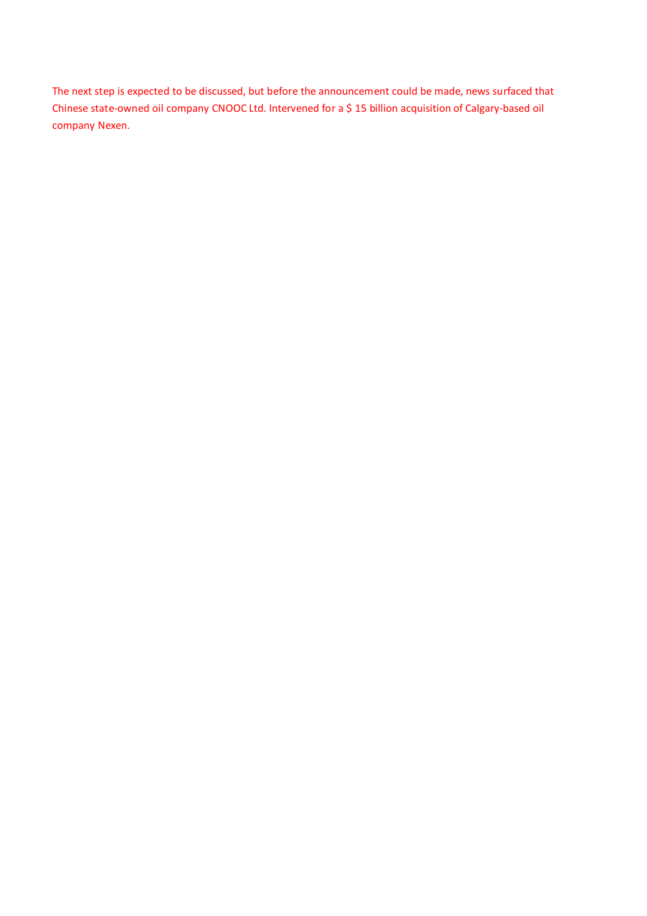The next step is expected to be discussed, but before the announcement could be made, news surfaced that Chinese state-owned oil company CNOOC Ltd. Intervened for a $ 15 billion acquisition of Calgary-based oil company Nexen.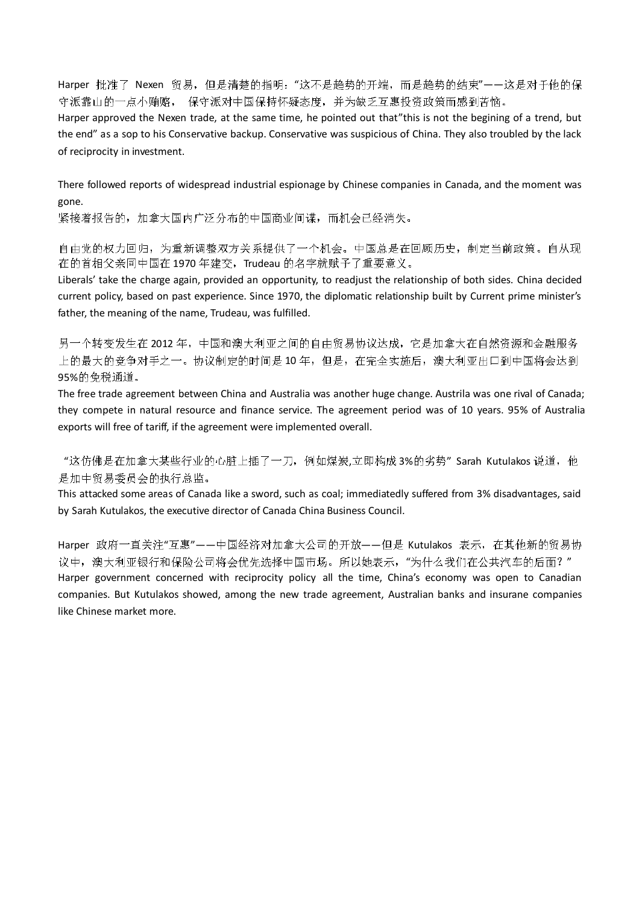Harper 批准了 Nexen 贸易，但是清楚的指明："这不是趋势的开端，而是趋势的结束"——这是对于他的保守派靠山的一点小贿赂， 保守派对中国保持怀疑态度，并为缺乏互惠投资政策而感到苦恼。
Harper approved the Nexen trade, at the same time, he pointed out that"this is not the begining of a trend, but the end" as a sop to his Conservative backup. Conservative was suspicious of China. They also troubled by the lack of reciprocity in investment.

There followed reports of widespread industrial espionage by Chinese companies in Canada, and the moment was gone.
紧接着报告的，加拿大国内广泛分布的中国商业间谍，而机会已经消失。

自由党的权力回归，为重新调整双方关系提供了一个机会。中国总是在回顾历史，制定当前政策。自从现在的首相父亲同中国在 1970 年建交，Trudeau 的名字就赋予了重要意义。
Liberals' take the charge again, provided an opportunity, to readjust the relationship of both sides. China decided current policy, based on past experience. Since 1970, the diplomatic relationship built by Current prime minister's father, the meaning of the name, Trudeau, was fulfilled.

另一个转变发生在 2012 年，中国和澳大利亚之间的自由贸易协议达成，它是加拿大在自然资源和金融服务上的最大的竞争对手之一。协议制定的时间是 10 年，但是，在完全实施后，澳大利亚出口到中国将会达到 95%的免税通道。
The free trade agreement between China and Australia was another huge change. Austrila was one rival of Canada; they compete in natural resource and finance service. The agreement period was of 10 years. 95% of Australia exports will free of tariff, if the agreement were implemented overall.

"这仿佛是在加拿大某些行业的心脏上插了一刀，例如煤炭,立即构成 3%的劣势" Sarah Kutulakos 说道，他是加中贸易委员会的执行总监。
This attacked some areas of Canada like a sword, such as coal; immediatedly suffered from 3% disadvantages, said by Sarah Kutulakos, the executive director of Canada China Business Council.

Harper 政府一直关注"互惠"——中国经济对加拿大公司的开放——但是 Kutulakos 表示，在其他新的贸易协议中，澳大利亚银行和保险公司将会优先选择中国市场。所以她表示，"为什么我们在公共汽车的后面？"
Harper government concerned with reciprocity policy all the time, China's economy was open to Canadian companies. But Kutulakos showed, among the new trade agreement, Australian banks and insurane companies like Chinese market more.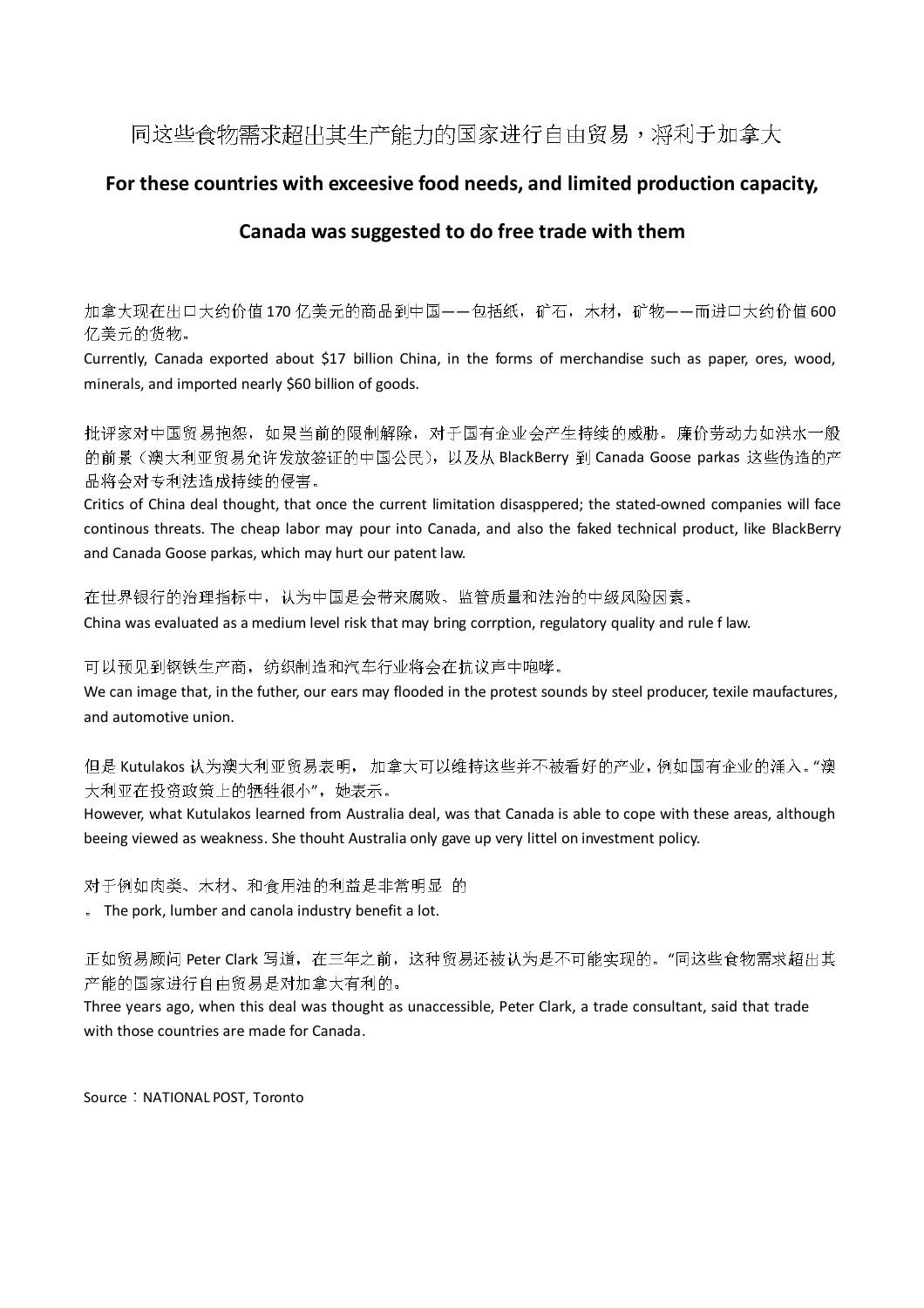# 同这些食物需求超出其生产能力的国家进行自由贸易，将利于加拿大

## For these countries with exceesive food needs, and limited production capacity, Canada was suggested to do free trade with them

加拿大现在出口大约价值 170 亿美元的商品到中国——包括纸，矿石，木材，矿物——而进口大约价值 600 亿美元的货物。
Currently, Canada exported about $17 billion China, in the forms of merchandise such as paper, ores, wood, minerals, and imported nearly $60 billion of goods.

批评家对中国贸易抱怨，如果当前的限制解除，对于国有企业会产生持续的威胁。廉价劳动力如洪水一般的前景（澳大利亚贸易允许发放签证的中国公民），以及从 BlackBerry 到 Canada Goose parkas 这些伪造的产品将会对专利法造成持续的侵害。
Critics of China deal thought, that once the current limitation disasppered; the stated-owned companies will face continous threats. The cheap labor may pour into Canada, and also the faked technical product, like BlackBerry and Canada Goose parkas, which may hurt our patent law.

在世界银行的治理指标中，认为中国是会带来腐败、监管质量和法治的中级风险因素。
China was evaluated as a medium level risk that may bring corrption, regulatory quality and rule f law.

可以预见到钢铁生产商，纺织制造和汽车行业将会在抗议声中咆哮。
We can image that, in the futher, our ears may flooded in the protest sounds by steel producer, texile maufactures, and automotive union.

但是 Kutulakos 认为澳大利亚贸易表明，加拿大可以维持这些并不被看好的产业，例如国有企业的涌入。"澳大利亚在投资政策上的牺牲很小"，她表示。
However, what Kutulakos learned from Australia deal, was that Canada is able to cope with these areas, although beeing viewed as weakness. She thouht Australia only gave up very littel on investment policy.

对于例如肉类、木材、和食用油的利益是非常明显 的
。 The pork, lumber and canola industry benefit a lot.

正如贸易顾问 Peter Clark 写道，在三年之前，这种贸易还被认为是不可能实现的。"同这些食物需求超出其产能的国家进行自由贸易是对加拿大有利的。
Three years ago, when this deal was thought as unaccessible, Peter Clark, a trade consultant, said that trade with those countries are made for Canada.

Source：NATIONAL POST, Toronto